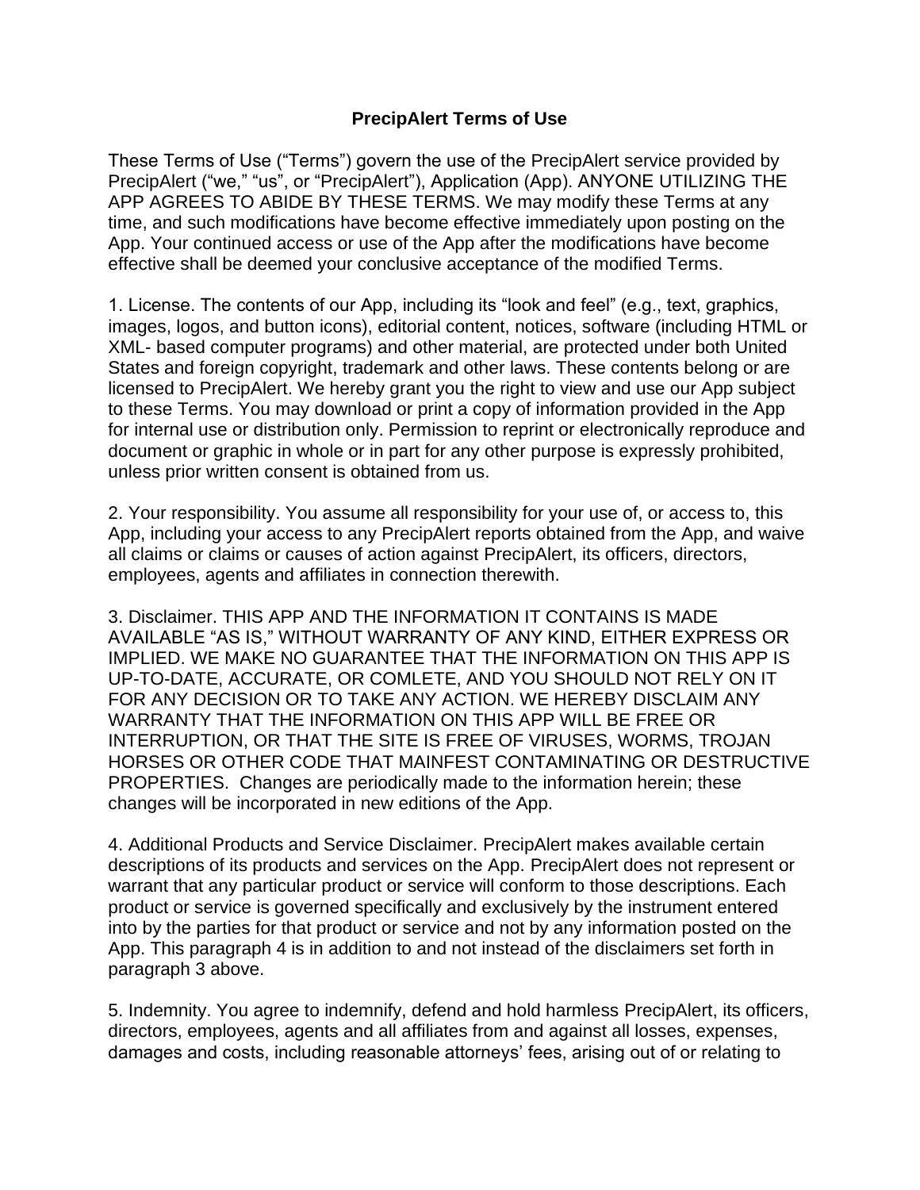# PrecipAlert Terms of Use

These Terms of Use ("Terms") govern the use of the PrecipAlert service provided by PrecipAlert ("we," "us", or "PrecipAlert"), Application (App). ANYONE UTILIZING THE APP AGREES TO ABIDE BY THESE TERMS. We may modify these Terms at any time, and such modifications have become effective immediately upon posting on the App. Your continued access or use of the App after the modifications have become effective shall be deemed your conclusive acceptance of the modified Terms.

1. License. The contents of our App, including its "look and feel" (e.g., text, graphics, images, logos, and button icons), editorial content, notices, software (including HTML or XML- based computer programs) and other material, are protected under both United States and foreign copyright, trademark and other laws. These contents belong or are licensed to PrecipAlert. We hereby grant you the right to view and use our App subject to these Terms. You may download or print a copy of information provided in the App for internal use or distribution only. Permission to reprint or electronically reproduce and document or graphic in whole or in part for any other purpose is expressly prohibited, unless prior written consent is obtained from us.

2. Your responsibility. You assume all responsibility for your use of, or access to, this App, including your access to any PrecipAlert reports obtained from the App, and waive all claims or claims or causes of action against PrecipAlert, its officers, directors, employees, agents and affiliates in connection therewith.

3. Disclaimer. THIS APP AND THE INFORMATION IT CONTAINS IS MADE AVAILABLE "AS IS," WITHOUT WARRANTY OF ANY KIND, EITHER EXPRESS OR IMPLIED. WE MAKE NO GUARANTEE THAT THE INFORMATION ON THIS APP IS UP-TO-DATE, ACCURATE, OR COMLETE, AND YOU SHOULD NOT RELY ON IT FOR ANY DECISION OR TO TAKE ANY ACTION. WE HEREBY DISCLAIM ANY WARRANTY THAT THE INFORMATION ON THIS APP WILL BE FREE OR INTERRUPTION, OR THAT THE SITE IS FREE OF VIRUSES, WORMS, TROJAN HORSES OR OTHER CODE THAT MAINFEST CONTAMINATING OR DESTRUCTIVE PROPERTIES. Changes are periodically made to the information herein; these changes will be incorporated in new editions of the App.

4. Additional Products and Service Disclaimer. PrecipAlert makes available certain descriptions of its products and services on the App. PrecipAlert does not represent or warrant that any particular product or service will conform to those descriptions. Each product or service is governed specifically and exclusively by the instrument entered into by the parties for that product or service and not by any information posted on the App. This paragraph 4 is in addition to and not instead of the disclaimers set forth in paragraph 3 above.

5. Indemnity. You agree to indemnify, defend and hold harmless PrecipAlert, its officers, directors, employees, agents and all affiliates from and against all losses, expenses, damages and costs, including reasonable attorneys' fees, arising out of or relating to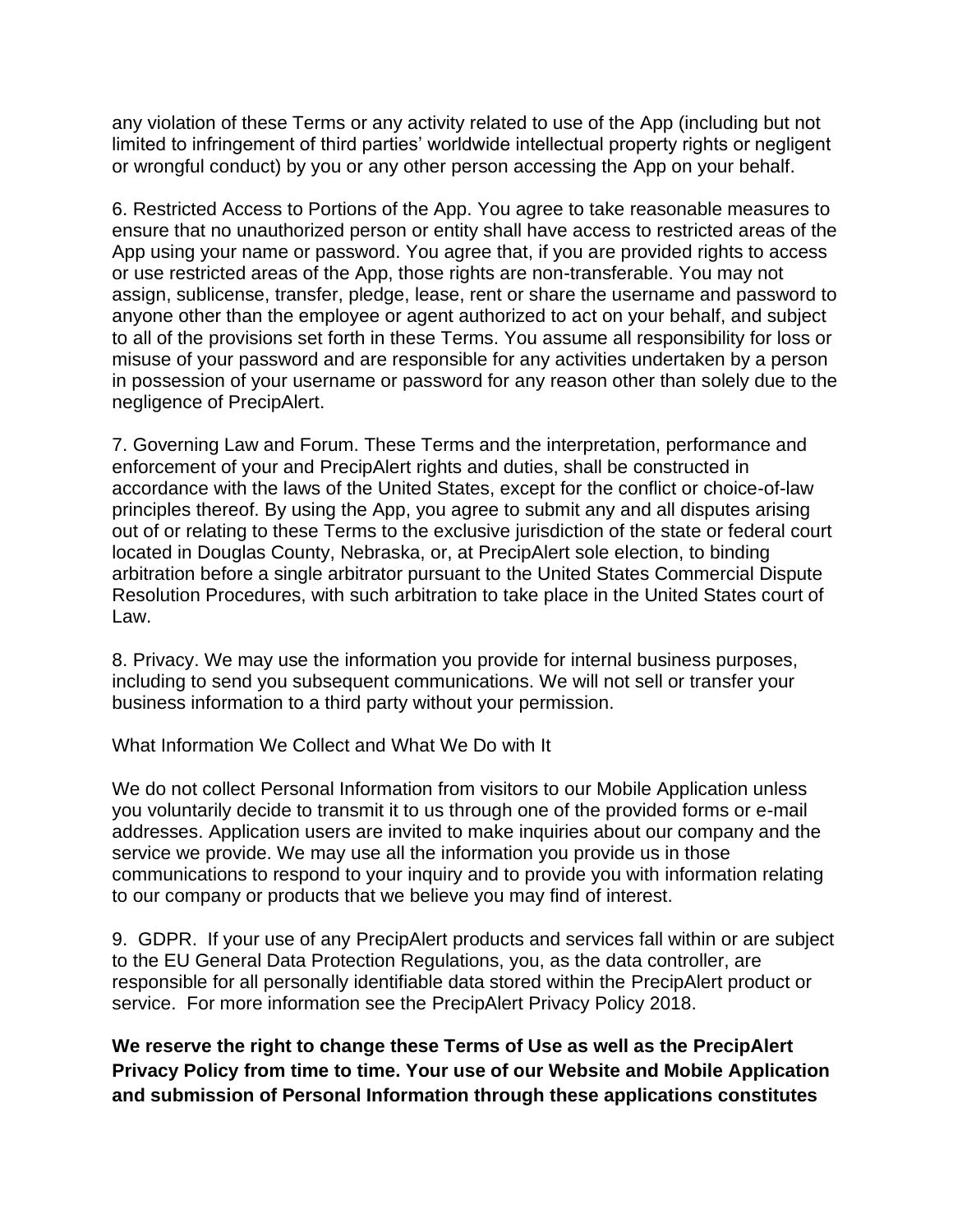any violation of these Terms or any activity related to use of the App (including but not limited to infringement of third parties' worldwide intellectual property rights or negligent or wrongful conduct) by you or any other person accessing the App on your behalf.

6. Restricted Access to Portions of the App. You agree to take reasonable measures to ensure that no unauthorized person or entity shall have access to restricted areas of the App using your name or password. You agree that, if you are provided rights to access or use restricted areas of the App, those rights are non-transferable. You may not assign, sublicense, transfer, pledge, lease, rent or share the username and password to anyone other than the employee or agent authorized to act on your behalf, and subject to all of the provisions set forth in these Terms. You assume all responsibility for loss or misuse of your password and are responsible for any activities undertaken by a person in possession of your username or password for any reason other than solely due to the negligence of PrecipAlert.

7. Governing Law and Forum. These Terms and the interpretation, performance and enforcement of your and PrecipAlert rights and duties, shall be constructed in accordance with the laws of the United States, except for the conflict or choice-of-law principles thereof. By using the App, you agree to submit any and all disputes arising out of or relating to these Terms to the exclusive jurisdiction of the state or federal court located in Douglas County, Nebraska, or, at PrecipAlert sole election, to binding arbitration before a single arbitrator pursuant to the United States Commercial Dispute Resolution Procedures, with such arbitration to take place in the United States court of Law.

8. Privacy. We may use the information you provide for internal business purposes, including to send you subsequent communications. We will not sell or transfer your business information to a third party without your permission.

What Information We Collect and What We Do with It

We do not collect Personal Information from visitors to our Mobile Application unless you voluntarily decide to transmit it to us through one of the provided forms or e-mail addresses. Application users are invited to make inquiries about our company and the service we provide. We may use all the information you provide us in those communications to respond to your inquiry and to provide you with information relating to our company or products that we believe you may find of interest.

9. GDPR. If your use of any PrecipAlert products and services fall within or are subject to the EU General Data Protection Regulations, you, as the data controller, are responsible for all personally identifiable data stored within the PrecipAlert product or service. For more information see the PrecipAlert Privacy Policy 2018.

**We reserve the right to change these Terms of Use as well as the PrecipAlert Privacy Policy from time to time. Your use of our Website and Mobile Application and submission of Personal Information through these applications constitutes**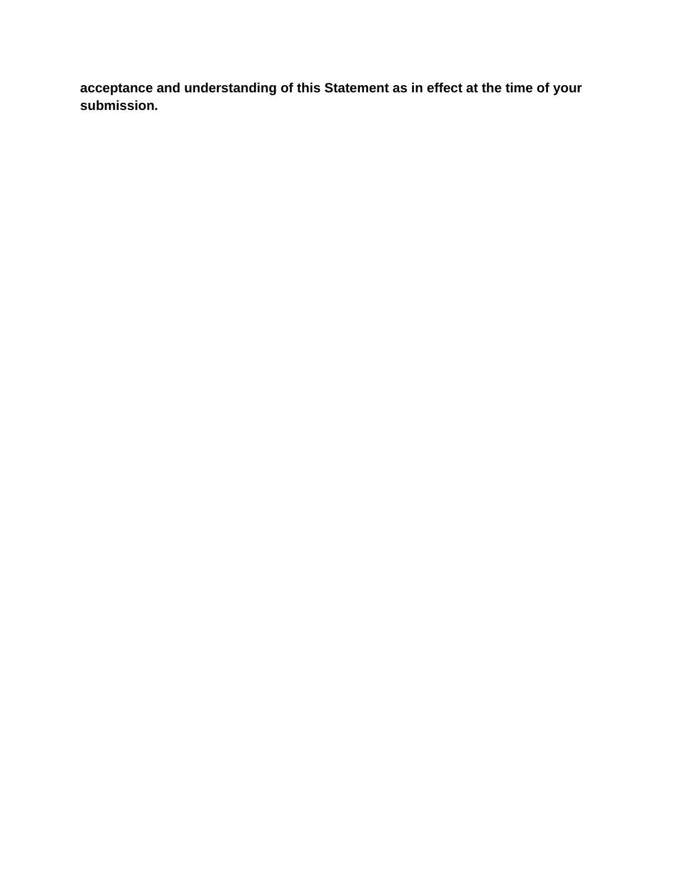**acceptance and understanding of this Statement as in effect at the time of your submission.**